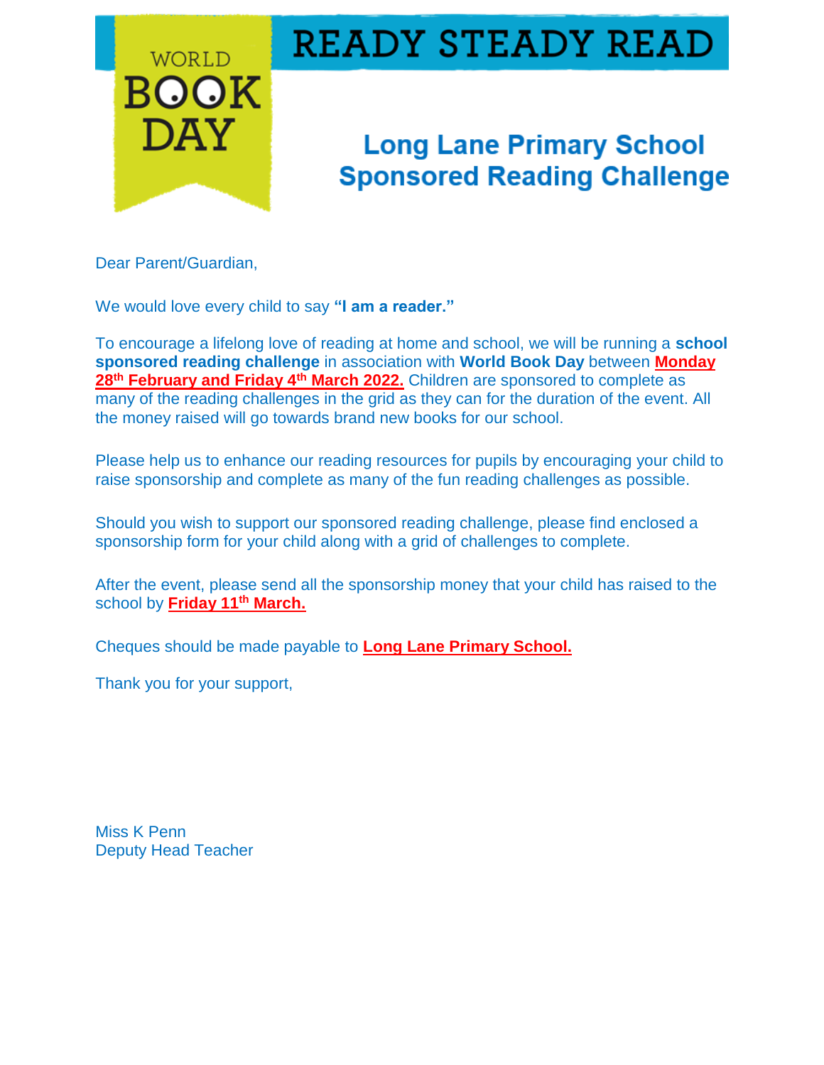WORLD BOOK DAY

# READY STEADY READ

## Long Lane Primary School Sponsored Reading Challenge

Dear Parent/Guardian,

We would love every child to say **"I am a reader."**

To encourage a lifelong love of reading at home and school, we will be running a **school sponsored reading challenge** in association with **World Book Day** between **Monday 28th February and Friday 4th March 2022.** Children are sponsored to complete as many of the reading challenges in the grid as they can for the duration of the event. All the money raised will go towards brand new books for our school.

Please help us to enhance our reading resources for pupils by encouraging your child to raise sponsorship and complete as many of the fun reading challenges as possible.

Should you wish to support our sponsored reading challenge, please find enclosed a sponsorship form for your child along with a grid of challenges to complete.

After the event, please send all the sponsorship money that your child has raised to the school by **Friday 11th March.**

Cheques should be made payable to **Long Lane Primary School.**

Thank you for your support,

Miss K Penn
Deputy Head Teacher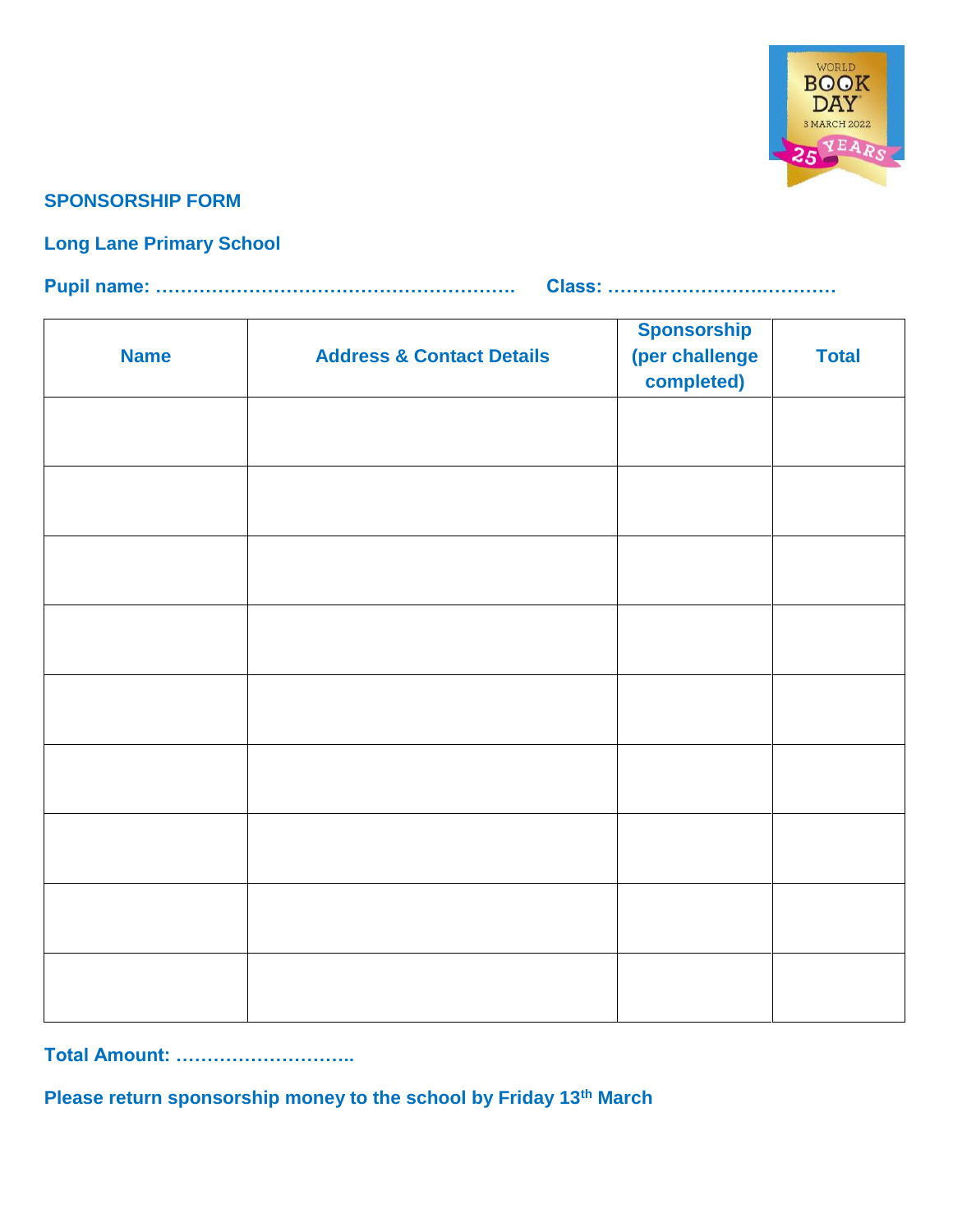**SPONSORSHIP FORM**

**Long Lane Primary School**

**Pupil name: ………………………………………………….    Class: ……………………….………**

| Name | Address & Contact Details | Sponsorship (per challenge completed) | Total |
|---|---|---|---|
| | | | |
| | | | |
| | | | |
| | | | |
| | | | |
| | | | |
| | | | |
| | | | |
| | | | |

**Total Amount: ………………………..**

**Please return sponsorship money to the school by Friday 13th March**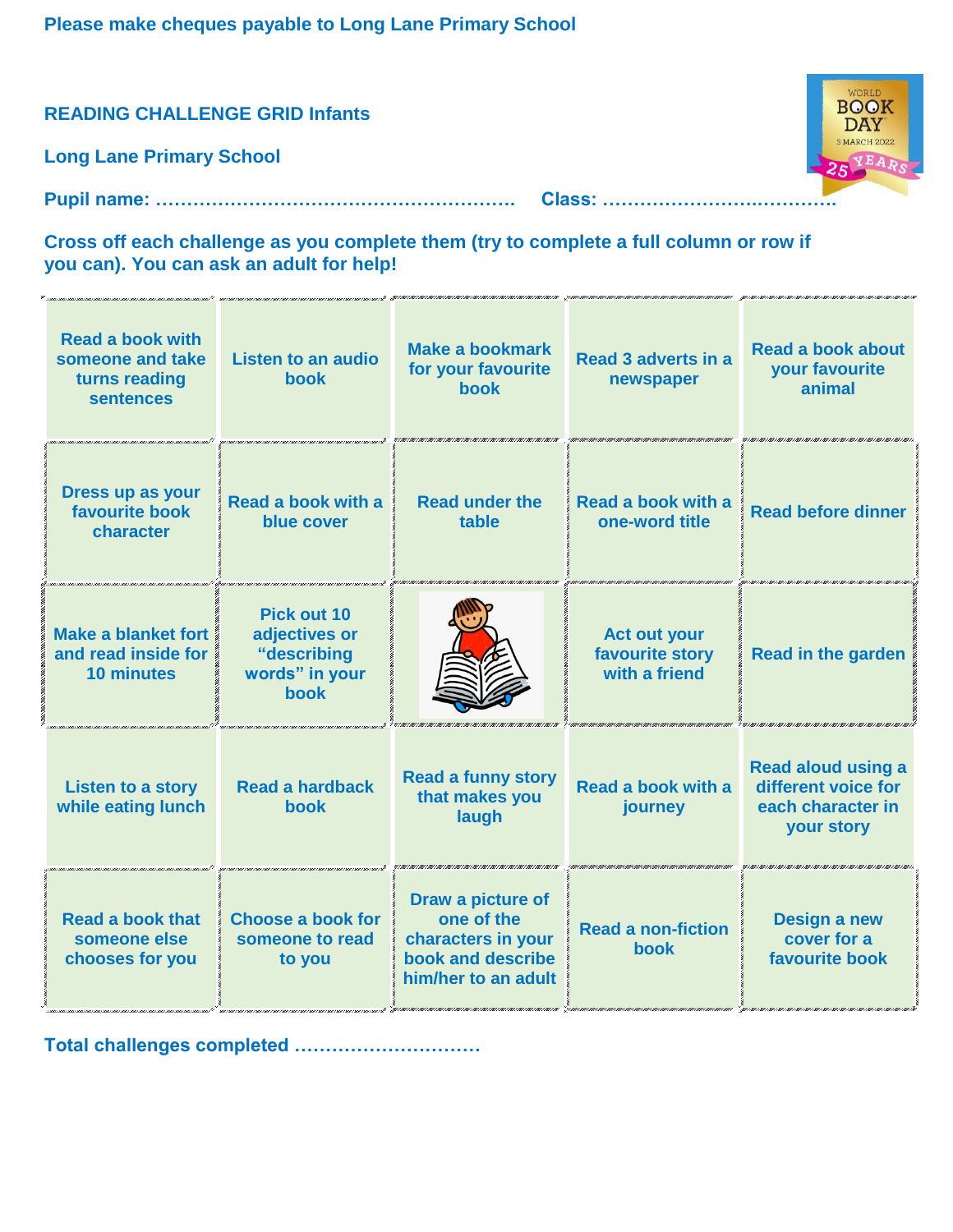Please make cheques payable to Long Lane Primary School

## READING CHALLENGE GRID Infants

**Long Lane Primary School**

**Pupil name:** ………………………………………………… **Class:** ……………………………….

**Cross off each challenge as you complete them (try to complete a full column or row if you can). You can ask an adult for help!**

| | | | | |
|---|---|---|---|---|
| Read a book with someone and take turns reading sentences | Listen to an audio book | Make a bookmark for your favourite book | Read 3 adverts in a newspaper | Read a book about your favourite animal |
| Dress up as your favourite book character | Read a book with a blue cover | Read under the table | Read a book with a one-word title | Read before dinner |
| Make a blanket fort and read inside for 10 minutes | Pick out 10 adjectives or "describing words" in your book | | Act out your favourite story with a friend | Read in the garden |
| Listen to a story while eating lunch | Read a hardback book | Read a funny story that makes you laugh | Read a book with a journey | Read aloud using a different voice for each character in your story |
| Read a book that someone else chooses for you | Choose a book for someone to read to you | Draw a picture of one of the characters in your book and describe him/her to an adult | Read a non-fiction book | Design a new cover for a favourite book |

**Total challenges completed** …………………………